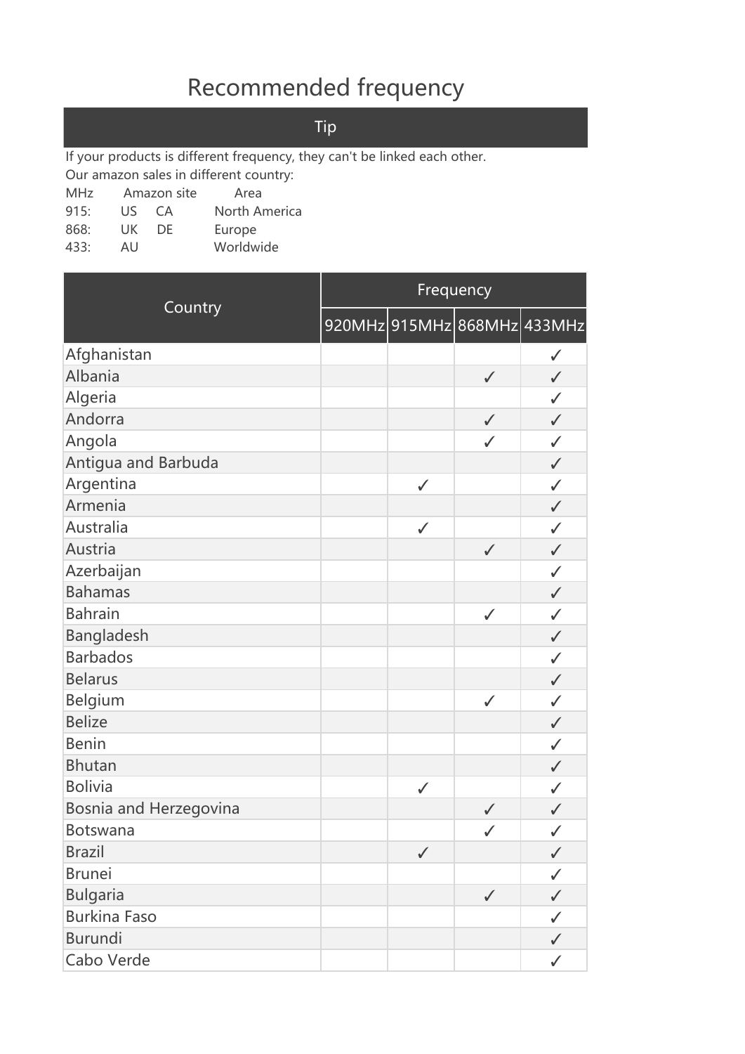# Recommended frequency

| Tip |
|---|

If your products is different frequency, they can't be linked each other.
Our amazon sales in different country:

| MHz | Amazon site | Area |
|---|---|---|
| 915: | US CA | North America |
| 868: | UK DE | Europe |
| 433: | AU | Worldwide |

| Country | Frequency | | | |
|---|---|---|---|---|
| | 920MHz | 915MHz | 868MHz | 433MHz |
| Afghanistan | | | | ✓ |
| Albania | | | ✓ | ✓ |
| Algeria | | | | ✓ |
| Andorra | | | ✓ | ✓ |
| Angola | | | ✓ | ✓ |
| Antigua and Barbuda | | | | ✓ |
| Argentina | | ✓ | | ✓ |
| Armenia | | | | ✓ |
| Australia | | ✓ | | ✓ |
| Austria | | | ✓ | ✓ |
| Azerbaijan | | | | ✓ |
| Bahamas | | | | ✓ |
| Bahrain | | | ✓ | ✓ |
| Bangladesh | | | | ✓ |
| Barbados | | | | ✓ |
| Belarus | | | | ✓ |
| Belgium | | | ✓ | ✓ |
| Belize | | | | ✓ |
| Benin | | | | ✓ |
| Bhutan | | | | ✓ |
| Bolivia | | ✓ | | ✓ |
| Bosnia and Herzegovina | | | ✓ | ✓ |
| Botswana | | | ✓ | ✓ |
| Brazil | | ✓ | | ✓ |
| Brunei | | | | ✓ |
| Bulgaria | | | ✓ | ✓ |
| Burkina Faso | | | | ✓ |
| Burundi | | | | ✓ |
| Cabo Verde | | | | ✓ |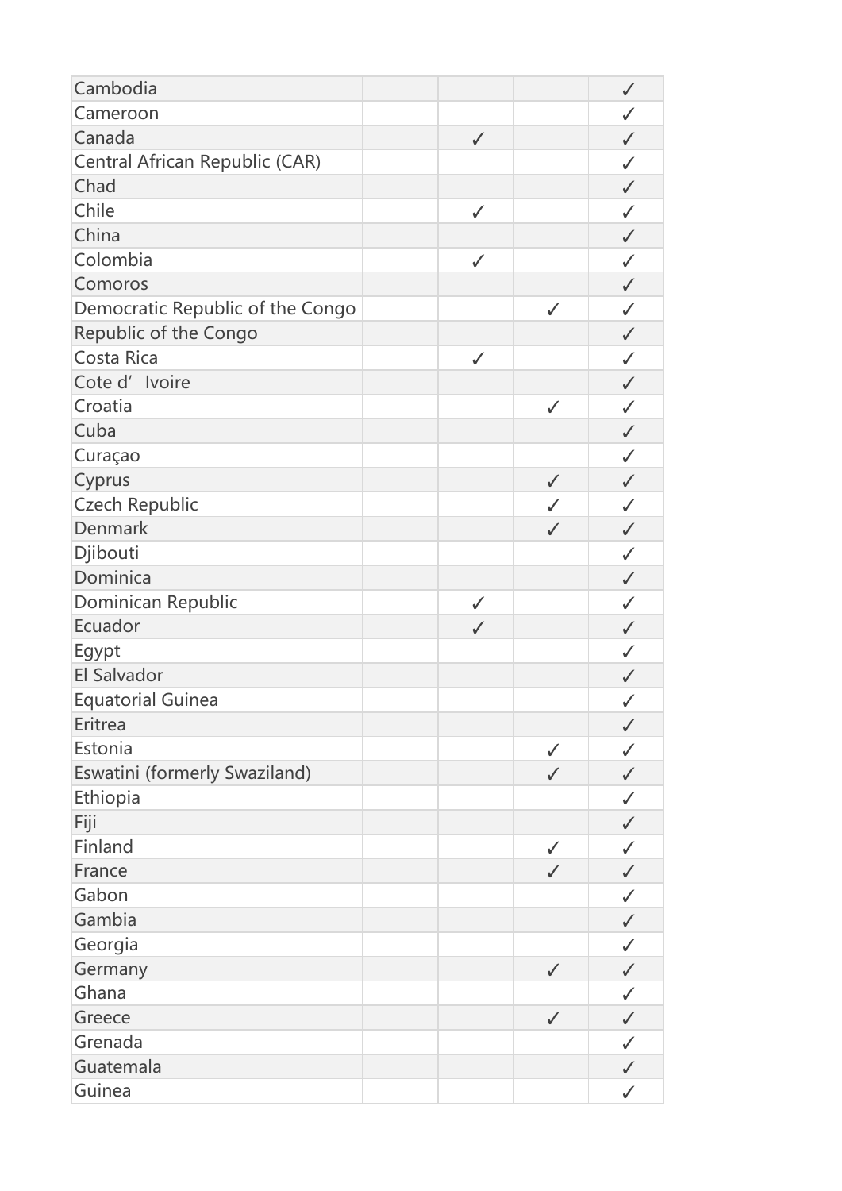| Cambodia | | | | ✓ |
|---|---|---|---|---|
| Cameroon | | | | ✓ |
| Canada | | ✓ | | ✓ |
| Central African Republic (CAR) | | | | ✓ |
| Chad | | | | ✓ |
| Chile | | ✓ | | ✓ |
| China | | | | ✓ |
| Colombia | | ✓ | | ✓ |
| Comoros | | | | ✓ |
| Democratic Republic of the Congo | | | ✓ | ✓ |
| Republic of the Congo | | | | ✓ |
| Costa Rica | | ✓ | | ✓ |
| Cote d' Ivoire | | | | ✓ |
| Croatia | | | ✓ | ✓ |
| Cuba | | | | ✓ |
| Curaçao | | | | ✓ |
| Cyprus | | | ✓ | ✓ |
| Czech Republic | | | ✓ | ✓ |
| Denmark | | | ✓ | ✓ |
| Djibouti | | | | ✓ |
| Dominica | | | | ✓ |
| Dominican Republic | | ✓ | | ✓ |
| Ecuador | | ✓ | | ✓ |
| Egypt | | | | ✓ |
| El Salvador | | | | ✓ |
| Equatorial Guinea | | | | ✓ |
| Eritrea | | | | ✓ |
| Estonia | | | ✓ | ✓ |
| Eswatini (formerly Swaziland) | | | ✓ | ✓ |
| Ethiopia | | | | ✓ |
| Fiji | | | | ✓ |
| Finland | | | ✓ | ✓ |
| France | | | ✓ | ✓ |
| Gabon | | | | ✓ |
| Gambia | | | | ✓ |
| Georgia | | | | ✓ |
| Germany | | | ✓ | ✓ |
| Ghana | | | | ✓ |
| Greece | | | ✓ | ✓ |
| Grenada | | | | ✓ |
| Guatemala | | | | ✓ |
| Guinea | | | | ✓ |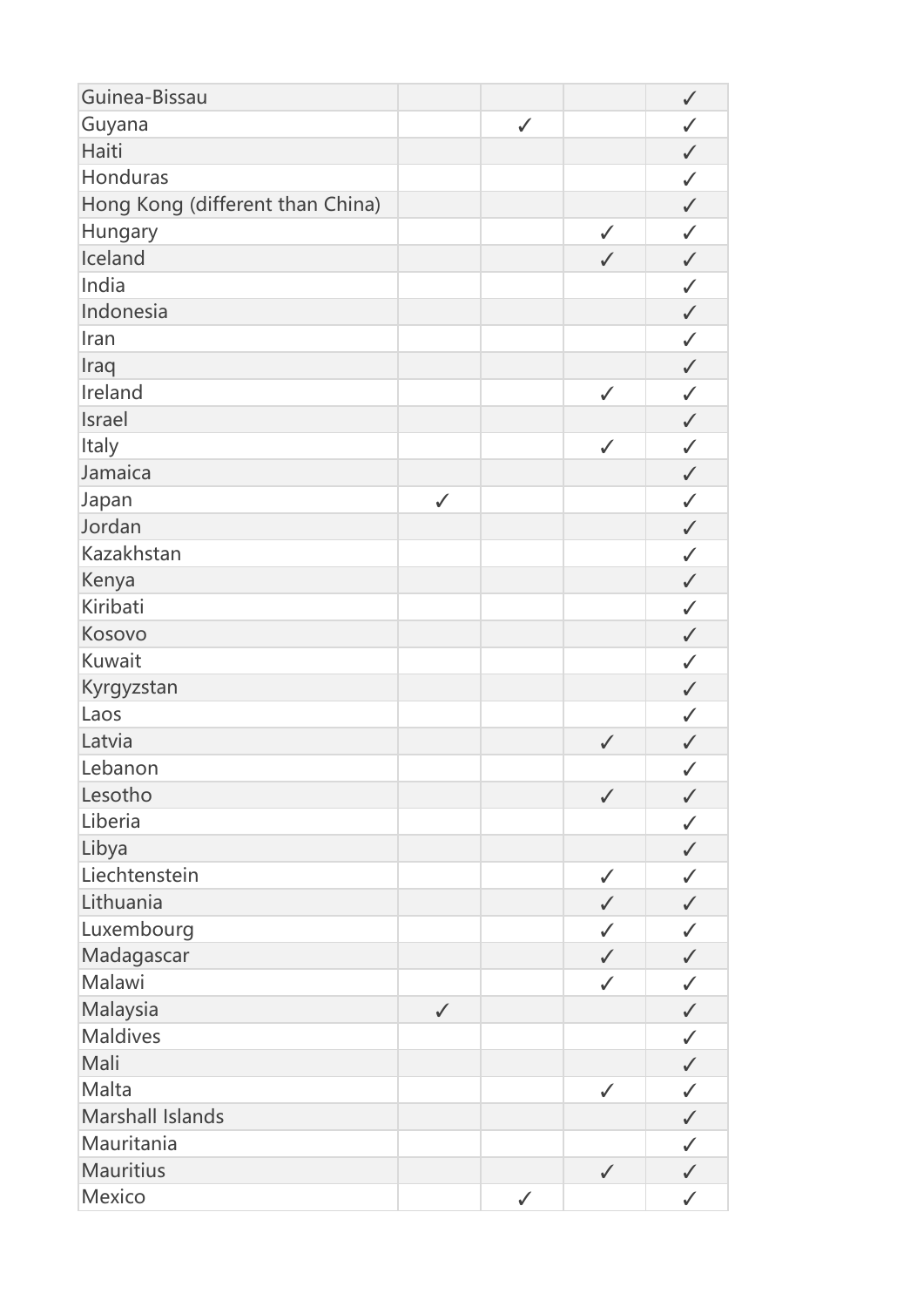| Guinea-Bissau | | | | ✓ |
|---|---|---|---|---|
| Guyana | | ✓ | | ✓ |
| Haiti | | | | ✓ |
| Honduras | | | | ✓ |
| Hong Kong (different than China) | | | | ✓ |
| Hungary | | | ✓ | ✓ |
| Iceland | | | ✓ | ✓ |
| India | | | | ✓ |
| Indonesia | | | | ✓ |
| Iran | | | | ✓ |
| Iraq | | | | ✓ |
| Ireland | | | ✓ | ✓ |
| Israel | | | | ✓ |
| Italy | | | ✓ | ✓ |
| Jamaica | | | | ✓ |
| Japan | ✓ | | | ✓ |
| Jordan | | | | ✓ |
| Kazakhstan | | | | ✓ |
| Kenya | | | | ✓ |
| Kiribati | | | | ✓ |
| Kosovo | | | | ✓ |
| Kuwait | | | | ✓ |
| Kyrgyzstan | | | | ✓ |
| Laos | | | | ✓ |
| Latvia | | | ✓ | ✓ |
| Lebanon | | | | ✓ |
| Lesotho | | | ✓ | ✓ |
| Liberia | | | | ✓ |
| Libya | | | | ✓ |
| Liechtenstein | | | ✓ | ✓ |
| Lithuania | | | ✓ | ✓ |
| Luxembourg | | | ✓ | ✓ |
| Madagascar | | | ✓ | ✓ |
| Malawi | | | ✓ | ✓ |
| Malaysia | ✓ | | | ✓ |
| Maldives | | | | ✓ |
| Mali | | | | ✓ |
| Malta | | | ✓ | ✓ |
| Marshall Islands | | | | ✓ |
| Mauritania | | | | ✓ |
| Mauritius | | | ✓ | ✓ |
| Mexico | | ✓ | | ✓ |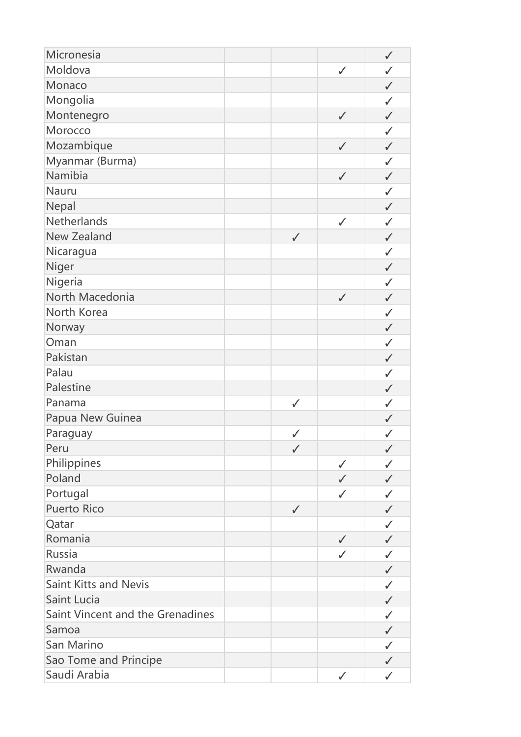| | | | | |
|---|---|---|---|---|
| Micronesia | | | | ✓ |
| Moldova | | | ✓ | ✓ |
| Monaco | | | | ✓ |
| Mongolia | | | | ✓ |
| Montenegro | | | ✓ | ✓ |
| Morocco | | | | ✓ |
| Mozambique | | | ✓ | ✓ |
| Myanmar (Burma) | | | | ✓ |
| Namibia | | | ✓ | ✓ |
| Nauru | | | | ✓ |
| Nepal | | | | ✓ |
| Netherlands | | | ✓ | ✓ |
| New Zealand | | ✓ | | ✓ |
| Nicaragua | | | | ✓ |
| Niger | | | | ✓ |
| Nigeria | | | | ✓ |
| North Macedonia | | | ✓ | ✓ |
| North Korea | | | | ✓ |
| Norway | | | | ✓ |
| Oman | | | | ✓ |
| Pakistan | | | | ✓ |
| Palau | | | | ✓ |
| Palestine | | | | ✓ |
| Panama | | ✓ | | ✓ |
| Papua New Guinea | | | | ✓ |
| Paraguay | | ✓ | | ✓ |
| Peru | | ✓ | | ✓ |
| Philippines | | | ✓ | ✓ |
| Poland | | | ✓ | ✓ |
| Portugal | | | ✓ | ✓ |
| Puerto Rico | | ✓ | | ✓ |
| Qatar | | | | ✓ |
| Romania | | | ✓ | ✓ |
| Russia | | | ✓ | ✓ |
| Rwanda | | | | ✓ |
| Saint Kitts and Nevis | | | | ✓ |
| Saint Lucia | | | | ✓ |
| Saint Vincent and the Grenadines | | | | ✓ |
| Samoa | | | | ✓ |
| San Marino | | | | ✓ |
| Sao Tome and Principe | | | | ✓ |
| Saudi Arabia | | | ✓ | ✓ |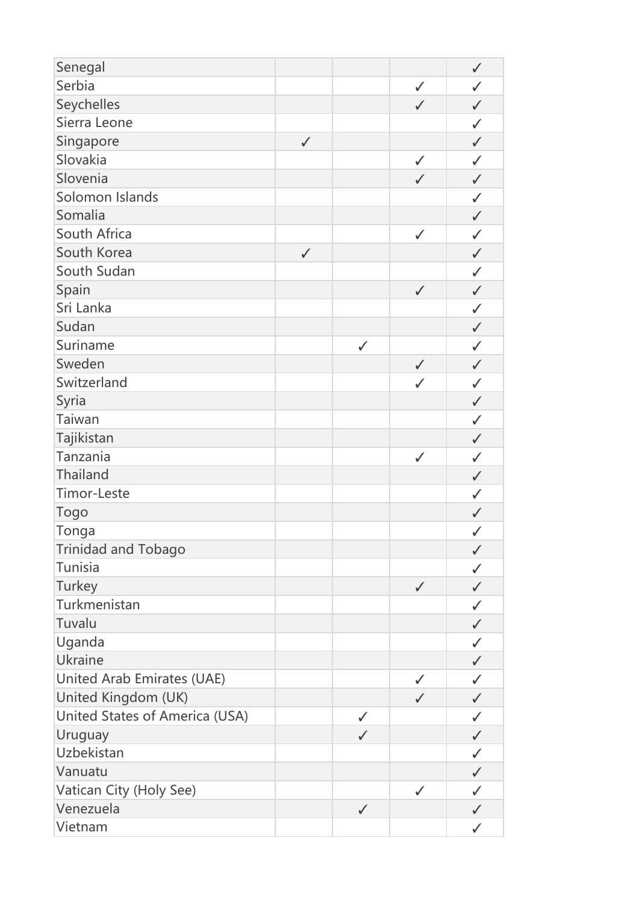| | | | | |
|---|---|---|---|---|
| Senegal | | | | ✓ |
| Serbia | | | ✓ | ✓ |
| Seychelles | | | ✓ | ✓ |
| Sierra Leone | | | | ✓ |
| Singapore | ✓ | | | ✓ |
| Slovakia | | | ✓ | ✓ |
| Slovenia | | | ✓ | ✓ |
| Solomon Islands | | | | ✓ |
| Somalia | | | | ✓ |
| South Africa | | | ✓ | ✓ |
| South Korea | ✓ | | | ✓ |
| South Sudan | | | | ✓ |
| Spain | | | ✓ | ✓ |
| Sri Lanka | | | | ✓ |
| Sudan | | | | ✓ |
| Suriname | | ✓ | | ✓ |
| Sweden | | | ✓ | ✓ |
| Switzerland | | | ✓ | ✓ |
| Syria | | | | ✓ |
| Taiwan | | | | ✓ |
| Tajikistan | | | | ✓ |
| Tanzania | | | ✓ | ✓ |
| Thailand | | | | ✓ |
| Timor-Leste | | | | ✓ |
| Togo | | | | ✓ |
| Tonga | | | | ✓ |
| Trinidad and Tobago | | | | ✓ |
| Tunisia | | | | ✓ |
| Turkey | | | ✓ | ✓ |
| Turkmenistan | | | | ✓ |
| Tuvalu | | | | ✓ |
| Uganda | | | | ✓ |
| Ukraine | | | | ✓ |
| United Arab Emirates (UAE) | | | ✓ | ✓ |
| United Kingdom (UK) | | | ✓ | ✓ |
| United States of America (USA) | | ✓ | | ✓ |
| Uruguay | | ✓ | | ✓ |
| Uzbekistan | | | | ✓ |
| Vanuatu | | | | ✓ |
| Vatican City (Holy See) | | | ✓ | ✓ |
| Venezuela | | ✓ | | ✓ |
| Vietnam | | | | ✓ |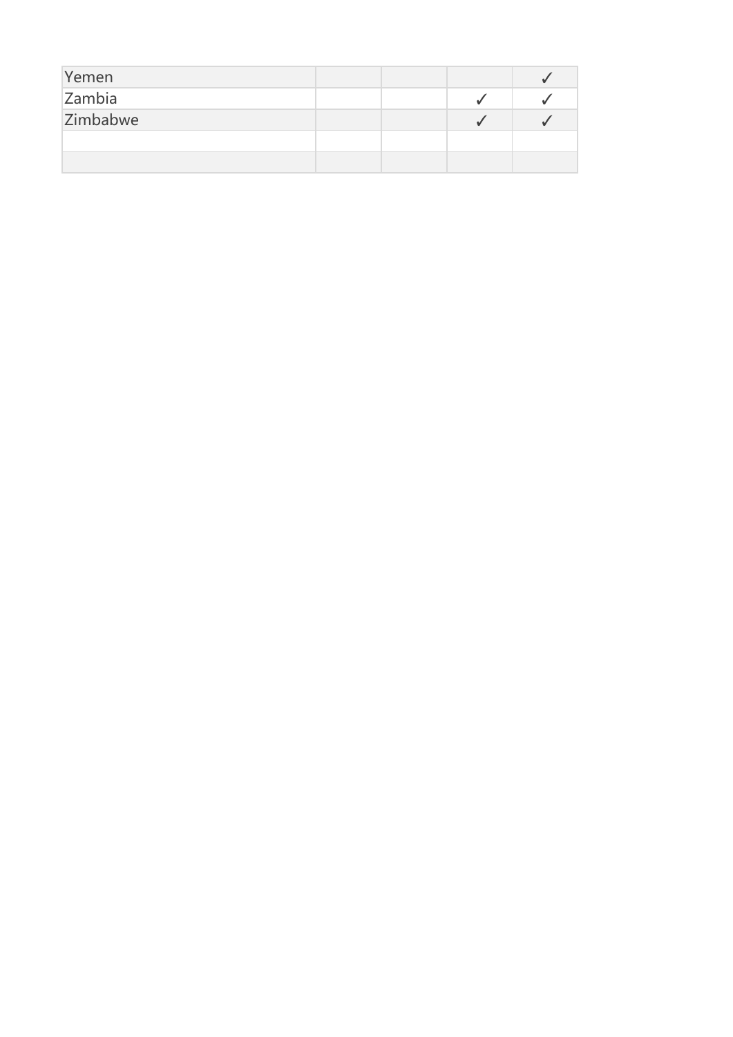| | | | | |
|---|---|---|---|---|
| Yemen | | | | ✓ |
| Zambia | | | ✓ | ✓ |
| Zimbabwe | | | ✓ | ✓ |
| | | | | |
| | | | | |